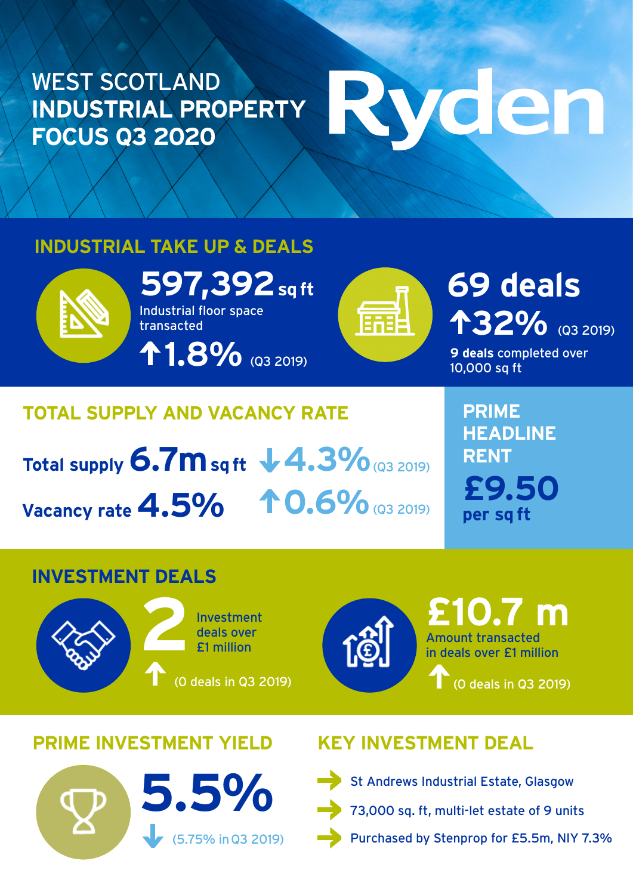# WEST SCOTLAND INDUSTRIAL PROPERTY FOCUS Q3 2020

Ryden

## INDUSTRIAL TAKE UP & DEALS

**597,392** sq ft

Industrial floor space transacted

↑1.8% (Q3 2019)

**69 deals**

↑32% (Q3 2019)

**9 deals** completed over 10,000 sq ft

## TOTAL SUPPLY AND VACANCY RATE

**Total supply 6.7m** sq ft ↓4.3% (Q3 2019)

**Vacancy rate 4.5%** ↑0.6% (Q3 2019)

## PRIME HEADLINE RENT

**£9.50**

per sq ft

## INVESTMENT DEALS

**2** Investment deals over £1 million

↑ (0 deals in Q3 2019)

**£10.7 m**

Amount transacted in deals over £1 million

↑ (0 deals in Q3 2019)

## PRIME INVESTMENT YIELD

**5.5%**

↓ (5.75% in Q3 2019)

## KEY INVESTMENT DEAL

- St Andrews Industrial Estate, Glasgow
- 73,000 sq. ft, multi-let estate of 9 units
- Purchased by Stenprop for £5.5m, NIY 7.3%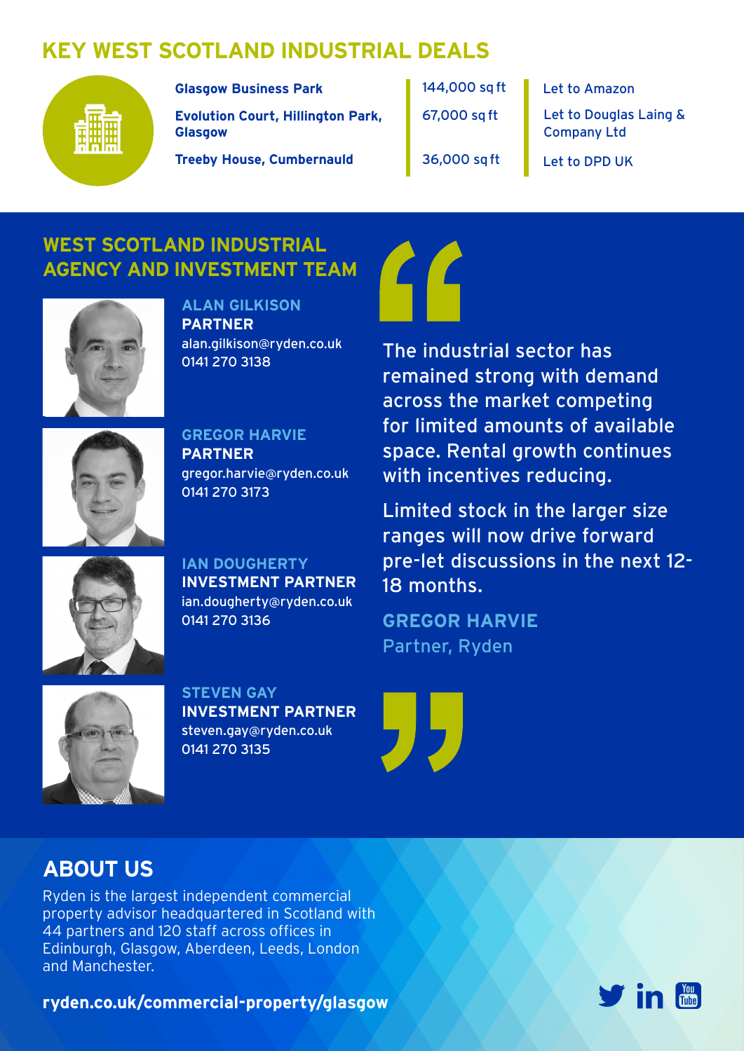## KEY WEST SCOTLAND INDUSTRIAL DEALS

| | | |
|---|---|---|
| **Glasgow Business Park** | 144,000 sq ft | Let to Amazon |
| **Evolution Court, Hillington Park, Glasgow** | 67,000 sq ft | Let to Douglas Laing & Company Ltd |
| **Treeby House, Cumbernauld** | 36,000 sq ft | Let to DPD UK |

## WEST SCOTLAND INDUSTRIAL AGENCY AND INVESTMENT TEAM

**ALAN GILKISON**
**PARTNER**
alan.gilkison@ryden.co.uk
0141 270 3138

**GREGOR HARVIE**
**PARTNER**
gregor.harvie@ryden.co.uk
0141 270 3173

**IAN DOUGHERTY**
**INVESTMENT PARTNER**
ian.dougherty@ryden.co.uk
0141 270 3136

**STEVEN GAY**
**INVESTMENT PARTNER**
steven.gay@ryden.co.uk
0141 270 3135

> The industrial sector has remained strong with demand across the market competing for limited amounts of available space. Rental growth continues with incentives reducing.
>
> Limited stock in the larger size ranges will now drive forward pre-let discussions in the next 12-18 months.
>
> **GREGOR HARVIE**
> Partner, Ryden

## ABOUT US

Ryden is the largest independent commercial property advisor headquartered in Scotland with 44 partners and 120 staff across offices in Edinburgh, Glasgow, Aberdeen, Leeds, London and Manchester.

**ryden.co.uk/commercial-property/glasgow**